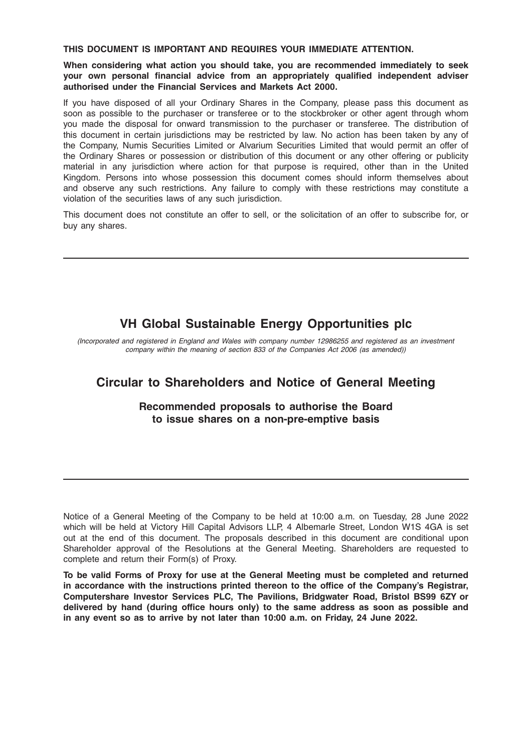**THIS DOCUMENT IS IMPORTANT AND REQUIRES YOUR IMMEDIATE ATTENTION.**

**When considering what action you should take, you are recommended immediately to seek your own personal financial advice from an appropriately qualified independent adviser authorised under the Financial Services and Markets Act 2000.**

If you have disposed of all your Ordinary Shares in the Company, please pass this document as soon as possible to the purchaser or transferee or to the stockbroker or other agent through whom you made the disposal for onward transmission to the purchaser or transferee. The distribution of this document in certain jurisdictions may be restricted by law. No action has been taken by any of the Company, Numis Securities Limited or Alvarium Securities Limited that would permit an offer of the Ordinary Shares or possession or distribution of this document or any other offering or publicity material in any jurisdiction where action for that purpose is required, other than in the United Kingdom. Persons into whose possession this document comes should inform themselves about and observe any such restrictions. Any failure to comply with these restrictions may constitute a violation of the securities laws of any such jurisdiction.

This document does not constitute an offer to sell, or the solicitation of an offer to subscribe for, or buy any shares.

---

# VH Global Sustainable Energy Opportunities plc

*(Incorporated and registered in England and Wales with company number 12986255 and registered as an investment company within the meaning of section 833 of the Companies Act 2006 (as amended))*

## Circular to Shareholders and Notice of General Meeting

### Recommended proposals to authorise the Board to issue shares on a non-pre-emptive basis

---

Notice of a General Meeting of the Company to be held at 10:00 a.m. on Tuesday, 28 June 2022 which will be held at Victory Hill Capital Advisors LLP, 4 Albemarle Street, London W1S 4GA is set out at the end of this document. The proposals described in this document are conditional upon Shareholder approval of the Resolutions at the General Meeting. Shareholders are requested to complete and return their Form(s) of Proxy.

**To be valid Forms of Proxy for use at the General Meeting must be completed and returned in accordance with the instructions printed thereon to the office of the Company's Registrar, Computershare Investor Services PLC, The Pavilions, Bridgwater Road, Bristol BS99 6ZY or delivered by hand (during office hours only) to the same address as soon as possible and in any event so as to arrive by not later than 10:00 a.m. on Friday, 24 June 2022.**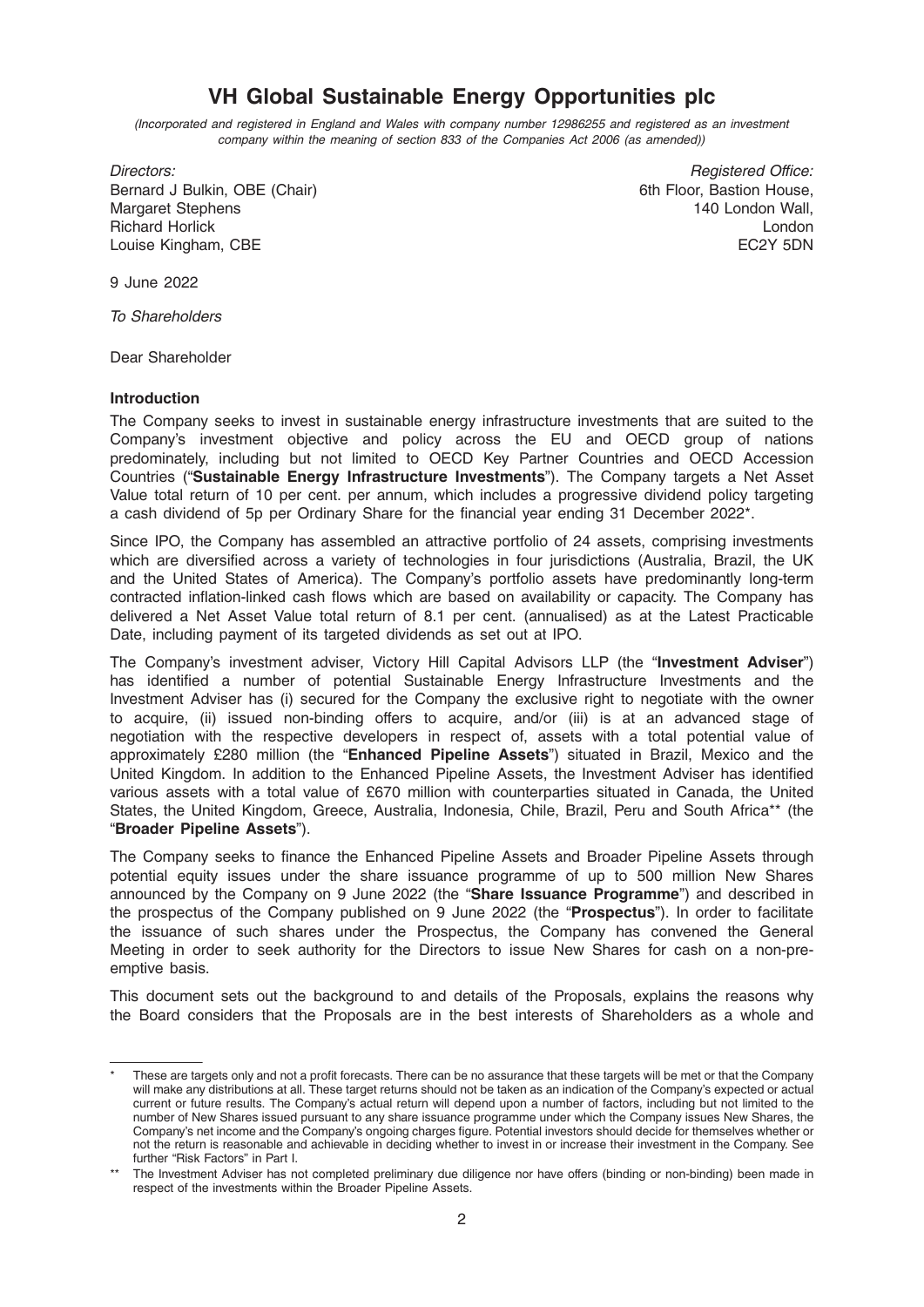# VH Global Sustainable Energy Opportunities plc

*(Incorporated and registered in England and Wales with company number 12986255 and registered as an investment company within the meaning of section 833 of the Companies Act 2006 (as amended))*

*Directors:*
Bernard J Bulkin, OBE (Chair)
Margaret Stephens
Richard Horlick
Louise Kingham, CBE

*Registered Office:*
6th Floor, Bastion House,
140 London Wall,
London
EC2Y 5DN

9 June 2022

*To Shareholders*

Dear Shareholder

**Introduction**

The Company seeks to invest in sustainable energy infrastructure investments that are suited to the Company's investment objective and policy across the EU and OECD group of nations predominately, including but not limited to OECD Key Partner Countries and OECD Accession Countries ("**Sustainable Energy Infrastructure Investments**"). The Company targets a Net Asset Value total return of 10 per cent. per annum, which includes a progressive dividend policy targeting a cash dividend of 5p per Ordinary Share for the financial year ending 31 December 2022*.

Since IPO, the Company has assembled an attractive portfolio of 24 assets, comprising investments which are diversified across a variety of technologies in four jurisdictions (Australia, Brazil, the UK and the United States of America). The Company's portfolio assets have predominantly long-term contracted inflation-linked cash flows which are based on availability or capacity. The Company has delivered a Net Asset Value total return of 8.1 per cent. (annualised) as at the Latest Practicable Date, including payment of its targeted dividends as set out at IPO.

The Company's investment adviser, Victory Hill Capital Advisors LLP (the "**Investment Adviser**") has identified a number of potential Sustainable Energy Infrastructure Investments and the Investment Adviser has (i) secured for the Company the exclusive right to negotiate with the owner to acquire, (ii) issued non-binding offers to acquire, and/or (iii) is at an advanced stage of negotiation with the respective developers in respect of, assets with a total potential value of approximately £280 million (the "**Enhanced Pipeline Assets**") situated in Brazil, Mexico and the United Kingdom. In addition to the Enhanced Pipeline Assets, the Investment Adviser has identified various assets with a total value of £670 million with counterparties situated in Canada, the United States, the United Kingdom, Greece, Australia, Indonesia, Chile, Brazil, Peru and South Africa** (the "**Broader Pipeline Assets**").

The Company seeks to finance the Enhanced Pipeline Assets and Broader Pipeline Assets through potential equity issues under the share issuance programme of up to 500 million New Shares announced by the Company on 9 June 2022 (the "**Share Issuance Programme**") and described in the prospectus of the Company published on 9 June 2022 (the "**Prospectus**"). In order to facilitate the issuance of such shares under the Prospectus, the Company has convened the General Meeting in order to seek authority for the Directors to issue New Shares for cash on a non-pre-emptive basis.

This document sets out the background to and details of the Proposals, explains the reasons why the Board considers that the Proposals are in the best interests of Shareholders as a whole and

---

\* These are targets only and not a profit forecasts. There can be no assurance that these targets will be met or that the Company will make any distributions at all. These target returns should not be taken as an indication of the Company's expected or actual current or future results. The Company's actual return will depend upon a number of factors, including but not limited to the number of New Shares issued pursuant to any share issuance programme under which the Company issues New Shares, the Company's net income and the Company's ongoing charges figure. Potential investors should decide for themselves whether or not the return is reasonable and achievable in deciding whether to invest in or increase their investment in the Company. See further "Risk Factors" in Part I.

\** The Investment Adviser has not completed preliminary due diligence nor have offers (binding or non-binding) been made in respect of the investments within the Broader Pipeline Assets.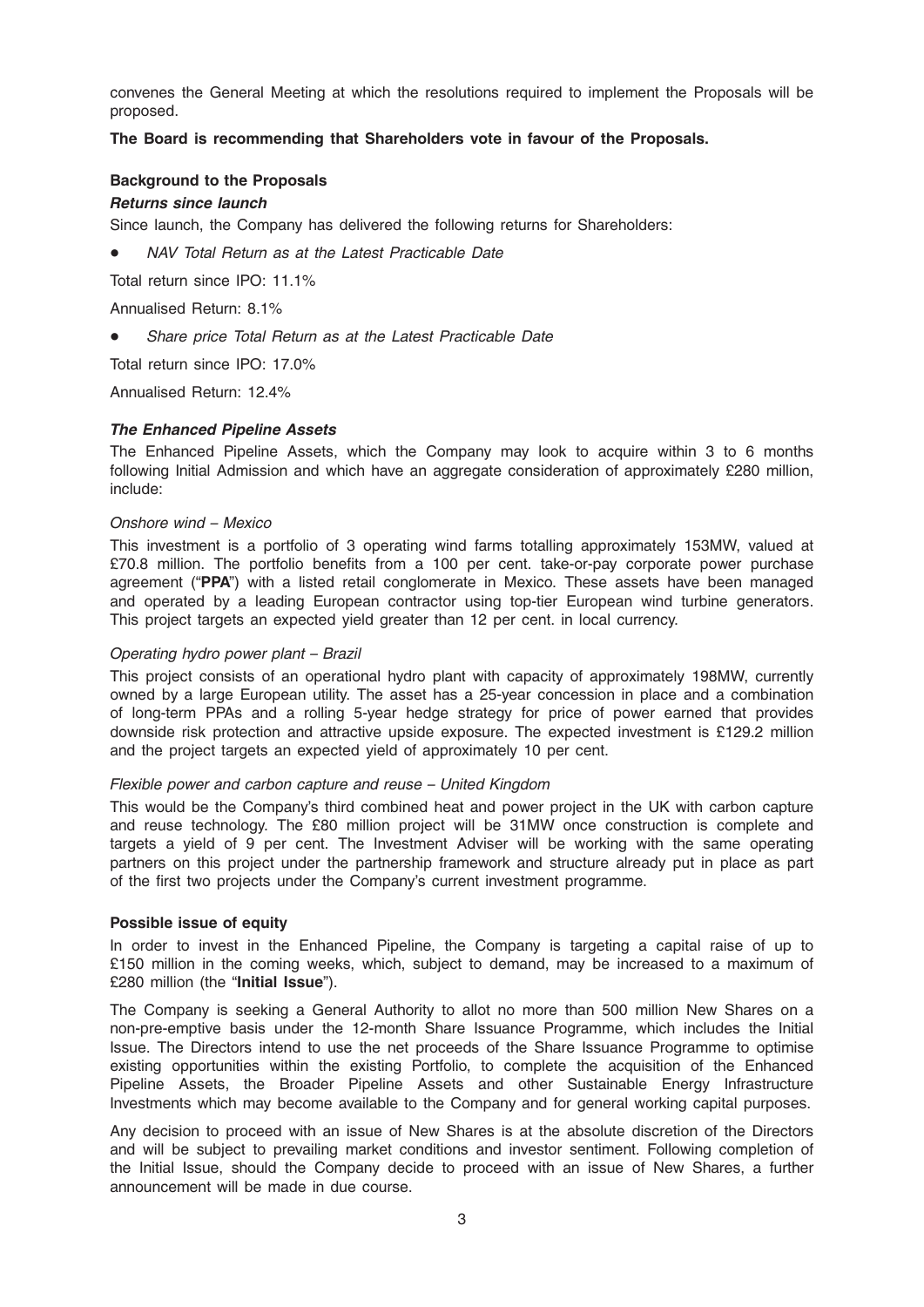convenes the General Meeting at which the resolutions required to implement the Proposals will be proposed.

**The Board is recommending that Shareholders vote in favour of the Proposals.**

**Background to the Proposals**

***Returns since launch***

Since launch, the Company has delivered the following returns for Shareholders:

- *NAV Total Return as at the Latest Practicable Date*

Total return since IPO: 11.1%

Annualised Return: 8.1%

- *Share price Total Return as at the Latest Practicable Date*

Total return since IPO: 17.0%

Annualised Return: 12.4%

***The Enhanced Pipeline Assets***

The Enhanced Pipeline Assets, which the Company may look to acquire within 3 to 6 months following Initial Admission and which have an aggregate consideration of approximately £280 million, include:

*Onshore wind – Mexico*

This investment is a portfolio of 3 operating wind farms totalling approximately 153MW, valued at £70.8 million. The portfolio benefits from a 100 per cent. take-or-pay corporate power purchase agreement ("**PPA**") with a listed retail conglomerate in Mexico. These assets have been managed and operated by a leading European contractor using top-tier European wind turbine generators. This project targets an expected yield greater than 12 per cent. in local currency.

*Operating hydro power plant – Brazil*

This project consists of an operational hydro plant with capacity of approximately 198MW, currently owned by a large European utility. The asset has a 25-year concession in place and a combination of long-term PPAs and a rolling 5-year hedge strategy for price of power earned that provides downside risk protection and attractive upside exposure. The expected investment is £129.2 million and the project targets an expected yield of approximately 10 per cent.

*Flexible power and carbon capture and reuse – United Kingdom*

This would be the Company's third combined heat and power project in the UK with carbon capture and reuse technology. The £80 million project will be 31MW once construction is complete and targets a yield of 9 per cent. The Investment Adviser will be working with the same operating partners on this project under the partnership framework and structure already put in place as part of the first two projects under the Company's current investment programme.

**Possible issue of equity**

In order to invest in the Enhanced Pipeline, the Company is targeting a capital raise of up to £150 million in the coming weeks, which, subject to demand, may be increased to a maximum of £280 million (the "**Initial Issue**").

The Company is seeking a General Authority to allot no more than 500 million New Shares on a non-pre-emptive basis under the 12-month Share Issuance Programme, which includes the Initial Issue. The Directors intend to use the net proceeds of the Share Issuance Programme to optimise existing opportunities within the existing Portfolio, to complete the acquisition of the Enhanced Pipeline Assets, the Broader Pipeline Assets and other Sustainable Energy Infrastructure Investments which may become available to the Company and for general working capital purposes.

Any decision to proceed with an issue of New Shares is at the absolute discretion of the Directors and will be subject to prevailing market conditions and investor sentiment. Following completion of the Initial Issue, should the Company decide to proceed with an issue of New Shares, a further announcement will be made in due course.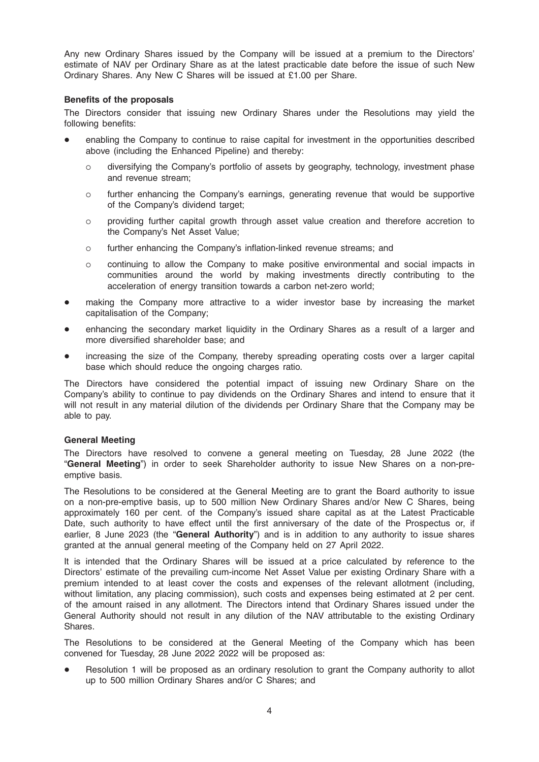Any new Ordinary Shares issued by the Company will be issued at a premium to the Directors' estimate of NAV per Ordinary Share as at the latest practicable date before the issue of such New Ordinary Shares. Any New C Shares will be issued at £1.00 per Share.

**Benefits of the proposals**

The Directors consider that issuing new Ordinary Shares under the Resolutions may yield the following benefits:

- enabling the Company to continue to raise capital for investment in the opportunities described above (including the Enhanced Pipeline) and thereby:
  - diversifying the Company's portfolio of assets by geography, technology, investment phase and revenue stream;
  - further enhancing the Company's earnings, generating revenue that would be supportive of the Company's dividend target;
  - providing further capital growth through asset value creation and therefore accretion to the Company's Net Asset Value;
  - further enhancing the Company's inflation-linked revenue streams; and
  - continuing to allow the Company to make positive environmental and social impacts in communities around the world by making investments directly contributing to the acceleration of energy transition towards a carbon net-zero world;
- making the Company more attractive to a wider investor base by increasing the market capitalisation of the Company;
- enhancing the secondary market liquidity in the Ordinary Shares as a result of a larger and more diversified shareholder base; and
- increasing the size of the Company, thereby spreading operating costs over a larger capital base which should reduce the ongoing charges ratio.

The Directors have considered the potential impact of issuing new Ordinary Share on the Company's ability to continue to pay dividends on the Ordinary Shares and intend to ensure that it will not result in any material dilution of the dividends per Ordinary Share that the Company may be able to pay.

**General Meeting**

The Directors have resolved to convene a general meeting on Tuesday, 28 June 2022 (the "**General Meeting**") in order to seek Shareholder authority to issue New Shares on a non-pre-emptive basis.

The Resolutions to be considered at the General Meeting are to grant the Board authority to issue on a non-pre-emptive basis, up to 500 million New Ordinary Shares and/or New C Shares, being approximately 160 per cent. of the Company's issued share capital as at the Latest Practicable Date, such authority to have effect until the first anniversary of the date of the Prospectus or, if earlier, 8 June 2023 (the "**General Authority**") and is in addition to any authority to issue shares granted at the annual general meeting of the Company held on 27 April 2022.

It is intended that the Ordinary Shares will be issued at a price calculated by reference to the Directors' estimate of the prevailing cum-income Net Asset Value per existing Ordinary Share with a premium intended to at least cover the costs and expenses of the relevant allotment (including, without limitation, any placing commission), such costs and expenses being estimated at 2 per cent. of the amount raised in any allotment. The Directors intend that Ordinary Shares issued under the General Authority should not result in any dilution of the NAV attributable to the existing Ordinary Shares.

The Resolutions to be considered at the General Meeting of the Company which has been convened for Tuesday, 28 June 2022 2022 will be proposed as:

- Resolution 1 will be proposed as an ordinary resolution to grant the Company authority to allot up to 500 million Ordinary Shares and/or C Shares; and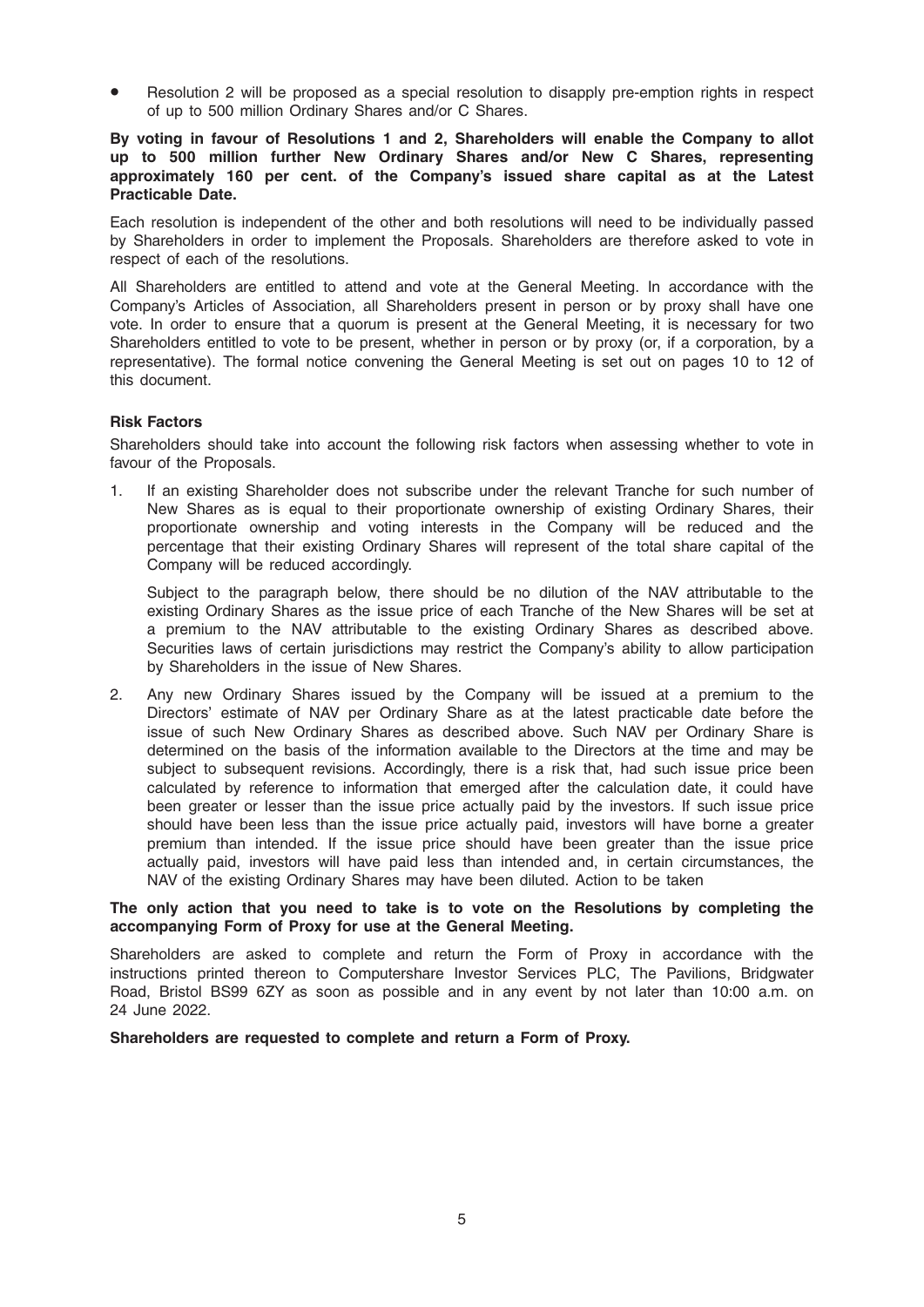- Resolution 2 will be proposed as a special resolution to disapply pre-emption rights in respect of up to 500 million Ordinary Shares and/or C Shares.

**By voting in favour of Resolutions 1 and 2, Shareholders will enable the Company to allot up to 500 million further New Ordinary Shares and/or New C Shares, representing approximately 160 per cent. of the Company's issued share capital as at the Latest Practicable Date.**

Each resolution is independent of the other and both resolutions will need to be individually passed by Shareholders in order to implement the Proposals. Shareholders are therefore asked to vote in respect of each of the resolutions.

All Shareholders are entitled to attend and vote at the General Meeting. In accordance with the Company's Articles of Association, all Shareholders present in person or by proxy shall have one vote. In order to ensure that a quorum is present at the General Meeting, it is necessary for two Shareholders entitled to vote to be present, whether in person or by proxy (or, if a corporation, by a representative). The formal notice convening the General Meeting is set out on pages 10 to 12 of this document.

**Risk Factors**

Shareholders should take into account the following risk factors when assessing whether to vote in favour of the Proposals.

1. If an existing Shareholder does not subscribe under the relevant Tranche for such number of New Shares as is equal to their proportionate ownership of existing Ordinary Shares, their proportionate ownership and voting interests in the Company will be reduced and the percentage that their existing Ordinary Shares will represent of the total share capital of the Company will be reduced accordingly.

   Subject to the paragraph below, there should be no dilution of the NAV attributable to the existing Ordinary Shares as the issue price of each Tranche of the New Shares will be set at a premium to the NAV attributable to the existing Ordinary Shares as described above. Securities laws of certain jurisdictions may restrict the Company's ability to allow participation by Shareholders in the issue of New Shares.

2. Any new Ordinary Shares issued by the Company will be issued at a premium to the Directors' estimate of NAV per Ordinary Share as at the latest practicable date before the issue of such New Ordinary Shares as described above. Such NAV per Ordinary Share is determined on the basis of the information available to the Directors at the time and may be subject to subsequent revisions. Accordingly, there is a risk that, had such issue price been calculated by reference to information that emerged after the calculation date, it could have been greater or lesser than the issue price actually paid by the investors. If such issue price should have been less than the issue price actually paid, investors will have borne a greater premium than intended. If the issue price should have been greater than the issue price actually paid, investors will have paid less than intended and, in certain circumstances, the NAV of the existing Ordinary Shares may have been diluted. Action to be taken

**The only action that you need to take is to vote on the Resolutions by completing the accompanying Form of Proxy for use at the General Meeting.**

Shareholders are asked to complete and return the Form of Proxy in accordance with the instructions printed thereon to Computershare Investor Services PLC, The Pavilions, Bridgwater Road, Bristol BS99 6ZY as soon as possible and in any event by not later than 10:00 a.m. on 24 June 2022.

**Shareholders are requested to complete and return a Form of Proxy.**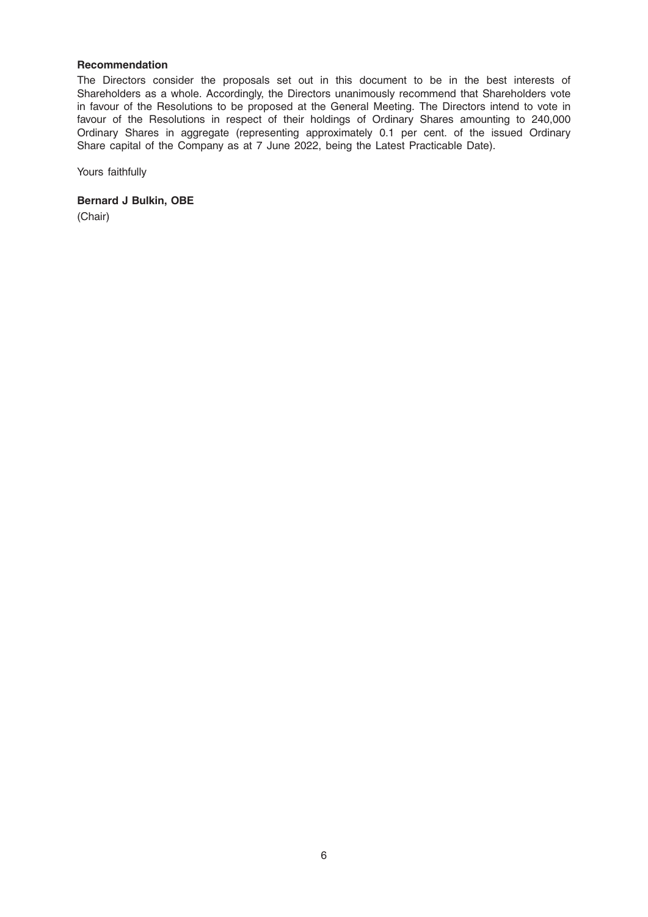**Recommendation**

The Directors consider the proposals set out in this document to be in the best interests of Shareholders as a whole. Accordingly, the Directors unanimously recommend that Shareholders vote in favour of the Resolutions to be proposed at the General Meeting. The Directors intend to vote in favour of the Resolutions in respect of their holdings of Ordinary Shares amounting to 240,000 Ordinary Shares in aggregate (representing approximately 0.1 per cent. of the issued Ordinary Share capital of the Company as at 7 June 2022, being the Latest Practicable Date).

Yours faithfully

**Bernard J Bulkin, OBE**

(Chair)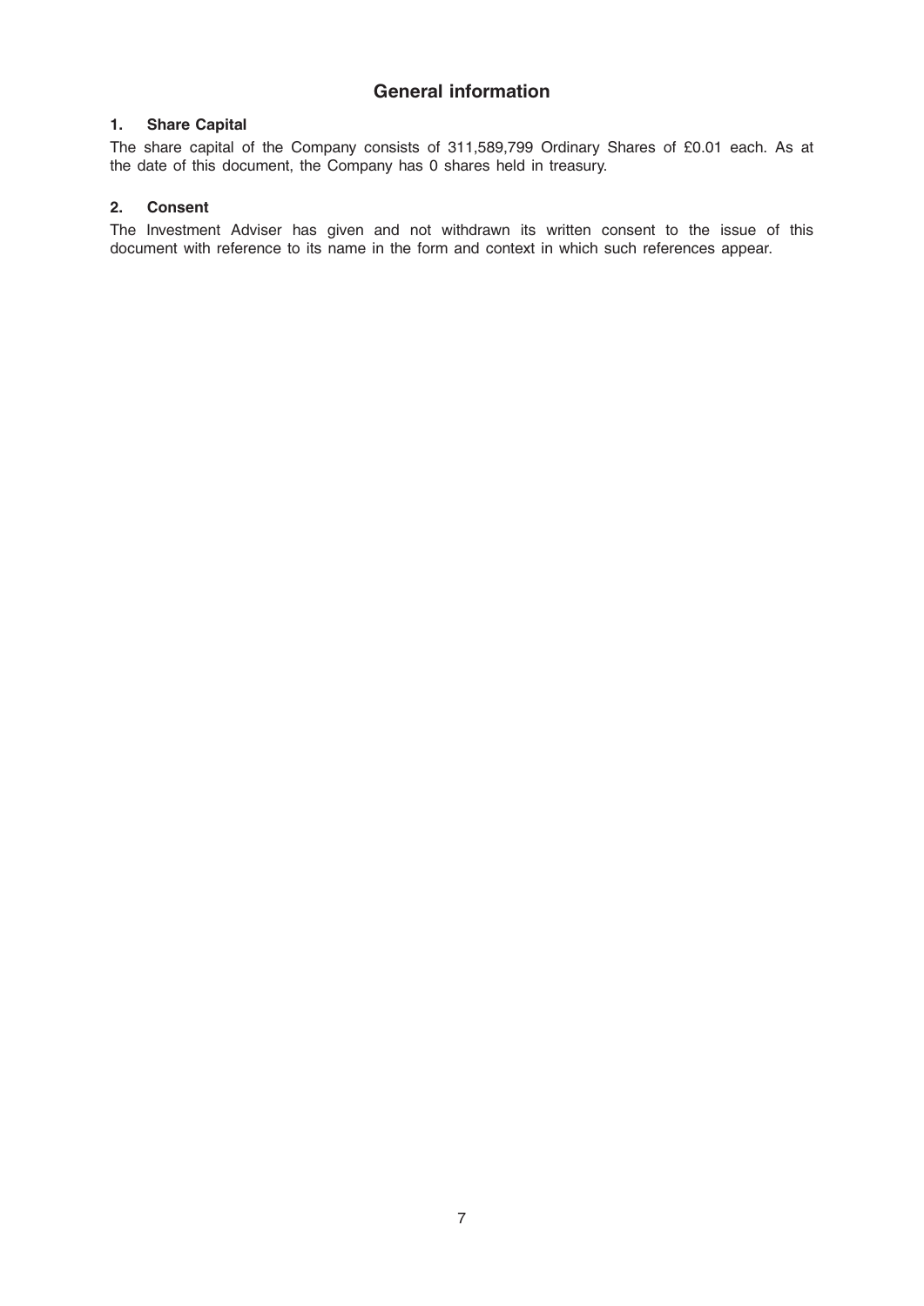## General information

### 1. Share Capital

The share capital of the Company consists of 311,589,799 Ordinary Shares of £0.01 each. As at the date of this document, the Company has 0 shares held in treasury.

### 2. Consent

The Investment Adviser has given and not withdrawn its written consent to the issue of this document with reference to its name in the form and context in which such references appear.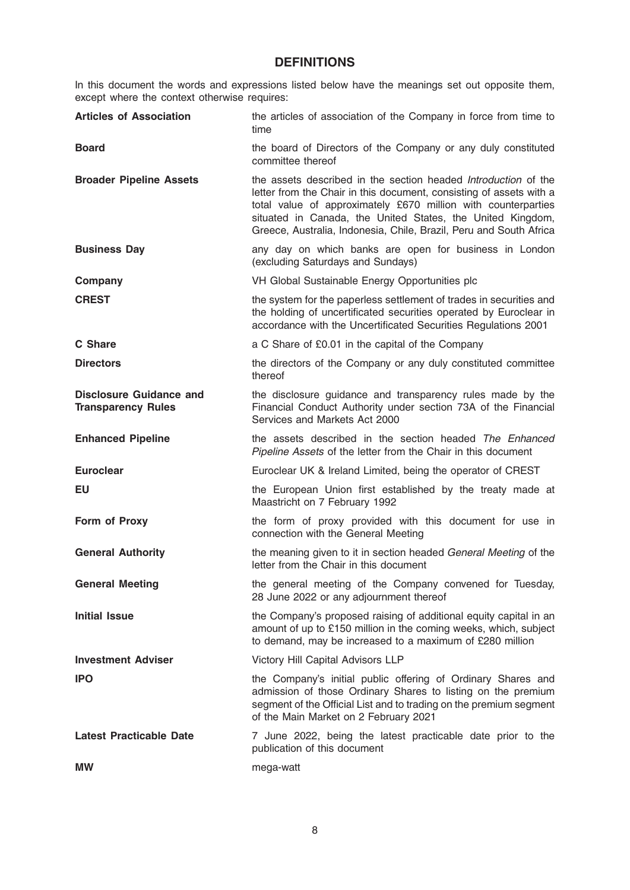# DEFINITIONS

In this document the words and expressions listed below have the meanings set out opposite them, except where the context otherwise requires:

| | |
|---|---|
| **Articles of Association** | the articles of association of the Company in force from time to time |
| **Board** | the board of Directors of the Company or any duly constituted committee thereof |
| **Broader Pipeline Assets** | the assets described in the section headed *Introduction* of the letter from the Chair in this document, consisting of assets with a total value of approximately £670 million with counterparties situated in Canada, the United States, the United Kingdom, Greece, Australia, Indonesia, Chile, Brazil, Peru and South Africa |
| **Business Day** | any day on which banks are open for business in London (excluding Saturdays and Sundays) |
| **Company** | VH Global Sustainable Energy Opportunities plc |
| **CREST** | the system for the paperless settlement of trades in securities and the holding of uncertificated securities operated by Euroclear in accordance with the Uncertificated Securities Regulations 2001 |
| **C Share** | a C Share of £0.01 in the capital of the Company |
| **Directors** | the directors of the Company or any duly constituted committee thereof |
| **Disclosure Guidance and Transparency Rules** | the disclosure guidance and transparency rules made by the Financial Conduct Authority under section 73A of the Financial Services and Markets Act 2000 |
| **Enhanced Pipeline** | the assets described in the section headed *The Enhanced Pipeline Assets* of the letter from the Chair in this document |
| **Euroclear** | Euroclear UK & Ireland Limited, being the operator of CREST |
| **EU** | the European Union first established by the treaty made at Maastricht on 7 February 1992 |
| **Form of Proxy** | the form of proxy provided with this document for use in connection with the General Meeting |
| **General Authority** | the meaning given to it in section headed *General Meeting* of the letter from the Chair in this document |
| **General Meeting** | the general meeting of the Company convened for Tuesday, 28 June 2022 or any adjournment thereof |
| **Initial Issue** | the Company's proposed raising of additional equity capital in an amount of up to £150 million in the coming weeks, which, subject to demand, may be increased to a maximum of £280 million |
| **Investment Adviser** | Victory Hill Capital Advisors LLP |
| **IPO** | the Company's initial public offering of Ordinary Shares and admission of those Ordinary Shares to listing on the premium segment of the Official List and to trading on the premium segment of the Main Market on 2 February 2021 |
| **Latest Practicable Date** | 7 June 2022, being the latest practicable date prior to the publication of this document |
| **MW** | mega-watt |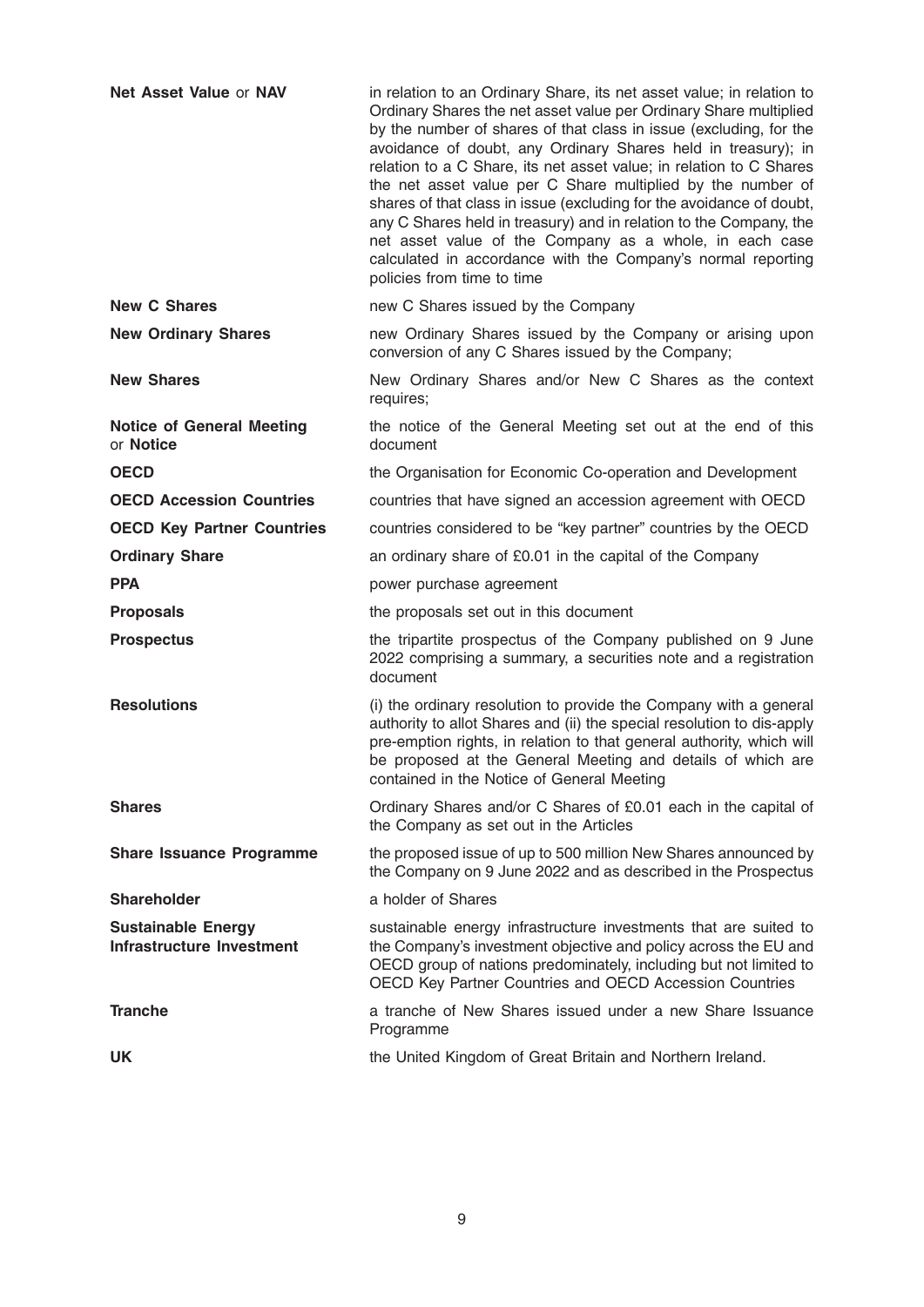| | |
|---|---|
| **Net Asset Value** or **NAV** | in relation to an Ordinary Share, its net asset value; in relation to Ordinary Shares the net asset value per Ordinary Share multiplied by the number of shares of that class in issue (excluding, for the avoidance of doubt, any Ordinary Shares held in treasury); in relation to a C Share, its net asset value; in relation to C Shares the net asset value per C Share multiplied by the number of shares of that class in issue (excluding for the avoidance of doubt, any C Shares held in treasury) and in relation to the Company, the net asset value of the Company as a whole, in each case calculated in accordance with the Company's normal reporting policies from time to time |
| **New C Shares** | new C Shares issued by the Company |
| **New Ordinary Shares** | new Ordinary Shares issued by the Company or arising upon conversion of any C Shares issued by the Company; |
| **New Shares** | New Ordinary Shares and/or New C Shares as the context requires; |
| **Notice of General Meeting** or **Notice** | the notice of the General Meeting set out at the end of this document |
| **OECD** | the Organisation for Economic Co-operation and Development |
| **OECD Accession Countries** | countries that have signed an accession agreement with OECD |
| **OECD Key Partner Countries** | countries considered to be "key partner" countries by the OECD |
| **Ordinary Share** | an ordinary share of £0.01 in the capital of the Company |
| **PPA** | power purchase agreement |
| **Proposals** | the proposals set out in this document |
| **Prospectus** | the tripartite prospectus of the Company published on 9 June 2022 comprising a summary, a securities note and a registration document |
| **Resolutions** | (i) the ordinary resolution to provide the Company with a general authority to allot Shares and (ii) the special resolution to dis-apply pre-emption rights, in relation to that general authority, which will be proposed at the General Meeting and details of which are contained in the Notice of General Meeting |
| **Shares** | Ordinary Shares and/or C Shares of £0.01 each in the capital of the Company as set out in the Articles |
| **Share Issuance Programme** | the proposed issue of up to 500 million New Shares announced by the Company on 9 June 2022 and as described in the Prospectus |
| **Shareholder** | a holder of Shares |
| **Sustainable Energy Infrastructure Investment** | sustainable energy infrastructure investments that are suited to the Company's investment objective and policy across the EU and OECD group of nations predominately, including but not limited to OECD Key Partner Countries and OECD Accession Countries |
| **Tranche** | a tranche of New Shares issued under a new Share Issuance Programme |
| **UK** | the United Kingdom of Great Britain and Northern Ireland. |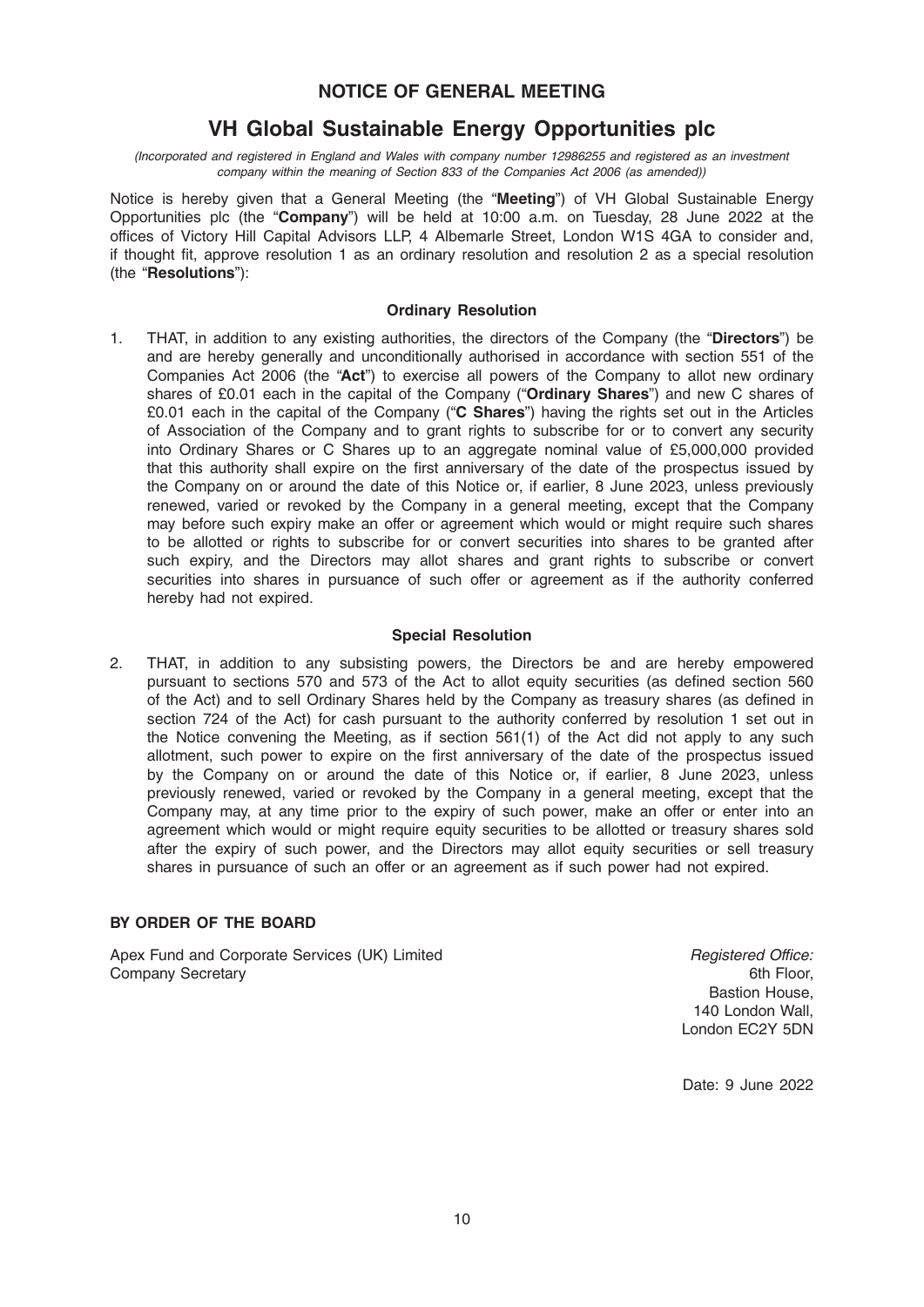# NOTICE OF GENERAL MEETING

## VH Global Sustainable Energy Opportunities plc

*(Incorporated and registered in England and Wales with company number 12986255 and registered as an investment company within the meaning of Section 833 of the Companies Act 2006 (as amended))*

Notice is hereby given that a General Meeting (the "**Meeting**") of VH Global Sustainable Energy Opportunities plc (the "**Company**") will be held at 10:00 a.m. on Tuesday, 28 June 2022 at the offices of Victory Hill Capital Advisors LLP, 4 Albemarle Street, London W1S 4GA to consider and, if thought fit, approve resolution 1 as an ordinary resolution and resolution 2 as a special resolution (the "**Resolutions**"):

### Ordinary Resolution

1. THAT, in addition to any existing authorities, the directors of the Company (the "**Directors**") be and are hereby generally and unconditionally authorised in accordance with section 551 of the Companies Act 2006 (the "**Act**") to exercise all powers of the Company to allot new ordinary shares of £0.01 each in the capital of the Company ("**Ordinary Shares**") and new C shares of £0.01 each in the capital of the Company ("**C Shares**") having the rights set out in the Articles of Association of the Company and to grant rights to subscribe for or to convert any security into Ordinary Shares or C Shares up to an aggregate nominal value of £5,000,000 provided that this authority shall expire on the first anniversary of the date of the prospectus issued by the Company on or around the date of this Notice or, if earlier, 8 June 2023, unless previously renewed, varied or revoked by the Company in a general meeting, except that the Company may before such expiry make an offer or agreement which would or might require such shares to be allotted or rights to subscribe for or convert securities into shares to be granted after such expiry, and the Directors may allot shares and grant rights to subscribe or convert securities into shares in pursuance of such offer or agreement as if the authority conferred hereby had not expired.

### Special Resolution

2. THAT, in addition to any subsisting powers, the Directors be and are hereby empowered pursuant to sections 570 and 573 of the Act to allot equity securities (as defined section 560 of the Act) and to sell Ordinary Shares held by the Company as treasury shares (as defined in section 724 of the Act) for cash pursuant to the authority conferred by resolution 1 set out in the Notice convening the Meeting, as if section 561(1) of the Act did not apply to any such allotment, such power to expire on the first anniversary of the date of the prospectus issued by the Company on or around the date of this Notice or, if earlier, 8 June 2023, unless previously renewed, varied or revoked by the Company in a general meeting, except that the Company may, at any time prior to the expiry of such power, make an offer or enter into an agreement which would or might require equity securities to be allotted or treasury shares sold after the expiry of such power, and the Directors may allot equity securities or sell treasury shares in pursuance of such an offer or an agreement as if such power had not expired.

**BY ORDER OF THE BOARD**

Apex Fund and Corporate Services (UK) Limited
Company Secretary

*Registered Office:*
6th Floor,
Bastion House,
140 London Wall,
London EC2Y 5DN

Date: 9 June 2022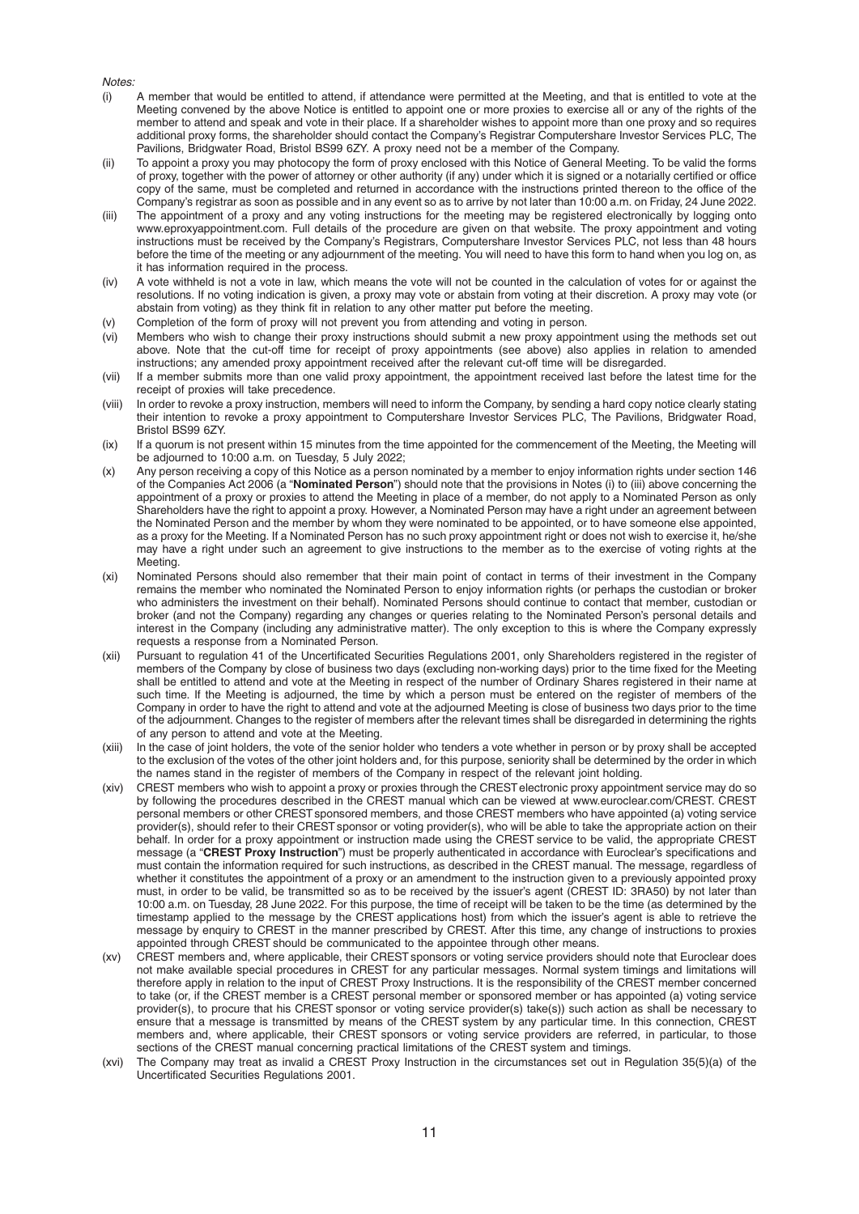*Notes:*

(i) A member that would be entitled to attend, if attendance were permitted at the Meeting, and that is entitled to vote at the Meeting convened by the above Notice is entitled to appoint one or more proxies to exercise all or any of the rights of the member to attend and speak and vote in their place. If a shareholder wishes to appoint more than one proxy and so requires additional proxy forms, the shareholder should contact the Company's Registrar Computershare Investor Services PLC, The Pavilions, Bridgwater Road, Bristol BS99 6ZY. A proxy need not be a member of the Company.

(ii) To appoint a proxy you may photocopy the form of proxy enclosed with this Notice of General Meeting. To be valid the forms of proxy, together with the power of attorney or other authority (if any) under which it is signed or a notarially certified or office copy of the same, must be completed and returned in accordance with the instructions printed thereon to the office of the Company's registrar as soon as possible and in any event so as to arrive by not later than 10:00 a.m. on Friday, 24 June 2022.

(iii) The appointment of a proxy and any voting instructions for the meeting may be registered electronically by logging onto www.eproxyappointment.com. Full details of the procedure are given on that website. The proxy appointment and voting instructions must be received by the Company's Registrars, Computershare Investor Services PLC, not less than 48 hours before the time of the meeting or any adjournment of the meeting. You will need to have this form to hand when you log on, as it has information required in the process.

(iv) A vote withheld is not a vote in law, which means the vote will not be counted in the calculation of votes for or against the resolutions. If no voting indication is given, a proxy may vote or abstain from voting at their discretion. A proxy may vote (or abstain from voting) as they think fit in relation to any other matter put before the meeting.

(v) Completion of the form of proxy will not prevent you from attending and voting in person.

(vi) Members who wish to change their proxy instructions should submit a new proxy appointment using the methods set out above. Note that the cut-off time for receipt of proxy appointments (see above) also applies in relation to amended instructions; any amended proxy appointment received after the relevant cut-off time will be disregarded.

(vii) If a member submits more than one valid proxy appointment, the appointment received last before the latest time for the receipt of proxies will take precedence.

(viii) In order to revoke a proxy instruction, members will need to inform the Company, by sending a hard copy notice clearly stating their intention to revoke a proxy appointment to Computershare Investor Services PLC, The Pavilions, Bridgwater Road, Bristol BS99 6ZY.

(ix) If a quorum is not present within 15 minutes from the time appointed for the commencement of the Meeting, the Meeting will be adjourned to 10:00 a.m. on Tuesday, 5 July 2022;

(x) Any person receiving a copy of this Notice as a person nominated by a member to enjoy information rights under section 146 of the Companies Act 2006 (a "**Nominated Person**") should note that the provisions in Notes (i) to (iii) above concerning the appointment of a proxy or proxies to attend the Meeting in place of a member, do not apply to a Nominated Person as only Shareholders have the right to appoint a proxy. However, a Nominated Person may have a right under an agreement between the Nominated Person and the member by whom they were nominated to be appointed, or to have someone else appointed, as a proxy for the Meeting. If a Nominated Person has no such proxy appointment right or does not wish to exercise it, he/she may have a right under such an agreement to give instructions to the member as to the exercise of voting rights at the Meeting.

(xi) Nominated Persons should also remember that their main point of contact in terms of their investment in the Company remains the member who nominated the Nominated Person to enjoy information rights (or perhaps the custodian or broker who administers the investment on their behalf). Nominated Persons should continue to contact that member, custodian or broker (and not the Company) regarding any changes or queries relating to the Nominated Person's personal details and interest in the Company (including any administrative matter). The only exception to this is where the Company expressly requests a response from a Nominated Person.

(xii) Pursuant to regulation 41 of the Uncertificated Securities Regulations 2001, only Shareholders registered in the register of members of the Company by close of business two days (excluding non-working days) prior to the time fixed for the Meeting shall be entitled to attend and vote at the Meeting in respect of the number of Ordinary Shares registered in their name at such time. If the Meeting is adjourned, the time by which a person must be entered on the register of members of the Company in order to have the right to attend and vote at the adjourned Meeting is close of business two days prior to the time of the adjournment. Changes to the register of members after the relevant times shall be disregarded in determining the rights of any person to attend and vote at the Meeting.

(xiii) In the case of joint holders, the vote of the senior holder who tenders a vote whether in person or by proxy shall be accepted to the exclusion of the votes of the other joint holders and, for this purpose, seniority shall be determined by the order in which the names stand in the register of members of the Company in respect of the relevant joint holding.

(xiv) CREST members who wish to appoint a proxy or proxies through the CREST electronic proxy appointment service may do so by following the procedures described in the CREST manual which can be viewed at www.euroclear.com/CREST. CREST personal members or other CREST sponsored members, and those CREST members who have appointed (a) voting service provider(s), should refer to their CREST sponsor or voting provider(s), who will be able to take the appropriate action on their behalf. In order for a proxy appointment or instruction made using the CREST service to be valid, the appropriate CREST message (a "**CREST Proxy Instruction**") must be properly authenticated in accordance with Euroclear's specifications and must contain the information required for such instructions, as described in the CREST manual. The message, regardless of whether it constitutes the appointment of a proxy or an amendment to the instruction given to a previously appointed proxy must, in order to be valid, be transmitted so as to be received by the issuer's agent (CREST ID: 3RA50) by not later than 10:00 a.m. on Tuesday, 28 June 2022. For this purpose, the time of receipt will be taken to be the time (as determined by the timestamp applied to the message by the CREST applications host) from which the issuer's agent is able to retrieve the message by enquiry to CREST in the manner prescribed by CREST. After this time, any change of instructions to proxies appointed through CREST should be communicated to the appointee through other means.

(xv) CREST members and, where applicable, their CREST sponsors or voting service providers should note that Euroclear does not make available special procedures in CREST for any particular messages. Normal system timings and limitations will therefore apply in relation to the input of CREST Proxy Instructions. It is the responsibility of the CREST member concerned to take (or, if the CREST member is a CREST personal member or sponsored member or has appointed (a) voting service provider(s), to procure that his CREST sponsor or voting service provider(s) take(s)) such action as shall be necessary to ensure that a message is transmitted by means of the CREST system by any particular time. In this connection, CREST members and, where applicable, their CREST sponsors or voting service providers are referred, in particular, to those sections of the CREST manual concerning practical limitations of the CREST system and timings.

(xvi) The Company may treat as invalid a CREST Proxy Instruction in the circumstances set out in Regulation 35(5)(a) of the Uncertificated Securities Regulations 2001.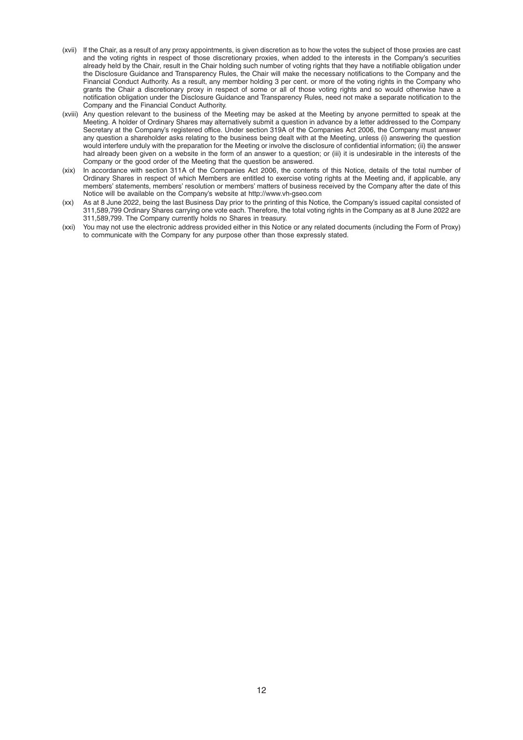(xvii) If the Chair, as a result of any proxy appointments, is given discretion as to how the votes the subject of those proxies are cast and the voting rights in respect of those discretionary proxies, when added to the interests in the Company's securities already held by the Chair, result in the Chair holding such number of voting rights that they have a notifiable obligation under the Disclosure Guidance and Transparency Rules, the Chair will make the necessary notifications to the Company and the Financial Conduct Authority. As a result, any member holding 3 per cent. or more of the voting rights in the Company who grants the Chair a discretionary proxy in respect of some or all of those voting rights and so would otherwise have a notification obligation under the Disclosure Guidance and Transparency Rules, need not make a separate notification to the Company and the Financial Conduct Authority.

(xviii) Any question relevant to the business of the Meeting may be asked at the Meeting by anyone permitted to speak at the Meeting. A holder of Ordinary Shares may alternatively submit a question in advance by a letter addressed to the Company Secretary at the Company's registered office. Under section 319A of the Companies Act 2006, the Company must answer any question a shareholder asks relating to the business being dealt with at the Meeting, unless (i) answering the question would interfere unduly with the preparation for the Meeting or involve the disclosure of confidential information; (ii) the answer had already been given on a website in the form of an answer to a question; or (iii) it is undesirable in the interests of the Company or the good order of the Meeting that the question be answered.

(xix) In accordance with section 311A of the Companies Act 2006, the contents of this Notice, details of the total number of Ordinary Shares in respect of which Members are entitled to exercise voting rights at the Meeting and, if applicable, any members' statements, members' resolution or members' matters of business received by the Company after the date of this Notice will be available on the Company's website at http://www.vh-gseo.com

(xx) As at 8 June 2022, being the last Business Day prior to the printing of this Notice, the Company's issued capital consisted of 311,589,799 Ordinary Shares carrying one vote each. Therefore, the total voting rights in the Company as at 8 June 2022 are 311,589,799. The Company currently holds no Shares in treasury.

(xxi) You may not use the electronic address provided either in this Notice or any related documents (including the Form of Proxy) to communicate with the Company for any purpose other than those expressly stated.